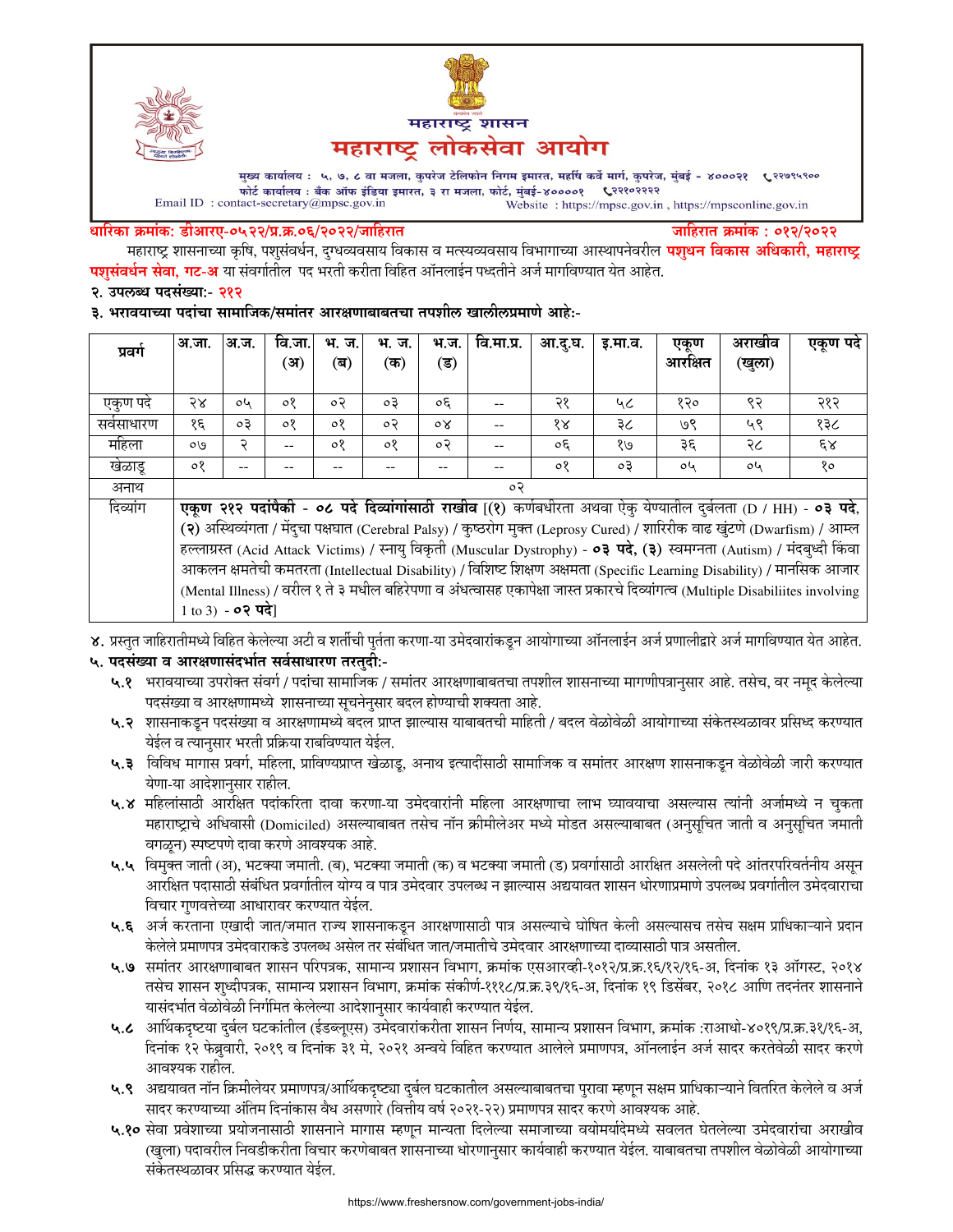# महाराष्ट्र शासन
# महाराष्ट्र लोकसेवा आयोग

मुख्य कार्यालय : ५, ७, ८ वा मजला, कुपरेज टेलिफोन निगम इमारत, महर्षि कर्वे मार्ग, कुपरेज, मुंबई - ४०००२१ ☎२२७९५९००
फोर्ट कार्यालय : बँक ऑफ इंडिया इमारत, ३ रा मजला, फोर्ट, मुंबई-४००००१ ☎२२१०२२२२
Email ID : contact-secretary@mpsc.gov.in
Website : https://mpsc.gov.in , https://mpsconline.gov.in

**धारिका क्रमांक: डीआरए-०५२२/प्र.क्र.०६/२०२२/जाहिरात** **जाहिरात क्रमांक : ०१२/२०२२**

महाराष्ट्र शासनाच्या कृषि, पशुसंवर्धन, दुग्धव्यवसाय विकास व मत्स्यव्यवसाय विभागाच्या आस्थापनेवरील **पशुधन विकास अधिकारी, महाराष्ट्र पशुसंवर्धन सेवा, गट-अ** या संवर्गातील पद भरती करीता विहित ऑनलाईन पध्दतीने अर्ज मागविण्यात येत आहेत.

**२. उपलब्ध पदसंख्या:- २१२**

**३. भरावयाच्या पदांचा सामाजिक/समांतर आरक्षणाबाबतचा तपशील खालीलप्रमाणे आहे:-**

| प्रवर्ग | अ.जा. | अ.ज. | वि.जा. (अ) | भ. ज. (ब) | भ. ज. (क) | भ.ज. (ड) | वि.मा.प्र. | आ.दु.घ. | इ.मा.व. | एकूण आरक्षित | अराखीव (खुला) | एकूण पदे |
|---|---|---|---|---|---|---|---|---|---|---|---|---|
| एकुण पदे | २४ | ०५ | ०१ | ०२ | ०३ | ०६ | -- | २१ | ५८ | १२० | ९२ | २१२ |
| सर्वसाधारण | १६ | ०३ | ०१ | ०१ | ०२ | ०४ | -- | १४ | ३८ | ७९ | ५९ | १३८ |
| महिला | ०७ | २ | -- | ०१ | ०१ | ०२ | -- | ०६ | १७ | ३६ | २८ | ६४ |
| खेळाडू | ०१ | -- | -- | -- | -- | -- | -- | ०१ | ०३ | ०५ | ०५ | १० |
| अनाथ | ०२ | | | | | | | | | | | |
| दिव्यांग | **एकुण २१२ पदांपैकी - ०८ पदे दिव्यांगांसाठी राखीव** [(१) कर्णबधीरता अथवा ऐकु येण्यातील दुर्बलता (D / HH) - **०३ पदे**, (२) अस्थिव्यंगता / मेंदुचा पक्षघात (Cerebral Palsy) / कुष्ठरोग मुक्त (Leprosy Cured) / शारिरीक वाढ खुंटणे (Dwarfism) / आम्ल हल्लाग्रस्त (Acid Attack Victims) / स्नायु विकृती (Muscular Dystrophy) - **०३ पदे**, (३) स्वमग्नता (Autism) / मंदबुध्दी किंवा आकलन क्षमतेची कमतरता (Intellectual Disability) / विशिष्ट शिक्षण अक्षमता (Specific Learning Disability) / मानसिक आजार (Mental Illness) / वरील १ ते ३ मधील बहिरेपणा व अंधत्वासह एकापेक्षा जास्त प्रकारचे दिव्यांगत्व (Multiple Disabiliites involving 1 to 3) - **०२ पदे**] | | | | | | | | | | | |

४. प्रस्तुत जाहिरातीमध्ये विहित केलेल्या अटी व शर्तीची पुर्तता करणा-या उमेदवारांकडून आयोगाच्या ऑनलाईन अर्ज प्रणालीद्वारे अर्ज मागविण्यात येत आहेत.

**५. पदसंख्या व आरक्षणासंदर्भात सर्वसाधारण तरतुदी:-**

**५.१** भरावयाच्या उपरोक्त संवर्ग / पदांचा सामाजिक / समांतर आरक्षणाबाबतचा तपशील शासनाच्या मागणीपत्रानुसार आहे. तसेच, वर नमूद केलेल्या पदसंख्या व आरक्षणामध्ये शासनाच्या सूचनेनुसार बदल होण्याची शक्यता आहे.

**५.२** शासनाकडून पदसंख्या व आरक्षणामध्ये बदल प्राप्त झाल्यास याबाबतची माहिती / बदल वेळोवेळी आयोगाच्या संकेतस्थळावर प्रसिध्द करण्यात येईल व त्यानुसार भरती प्रक्रिया राबविण्यात येईल.

**५.३** विविध मागास प्रवर्ग, महिला, प्राविण्यप्राप्त खेळाडू, अनाथ इत्यादींसाठी सामाजिक व समांतर आरक्षण शासनाकडून वेळोवेळी जारी करण्यात येणा-या आदेशानुसार राहील.

**५.४** महिलांसाठी आरक्षित पदांकरिता दावा करणा-या उमेदवारांनी महिला आरक्षणाचा लाभ घ्यावयाचा असल्यास त्यांनी अर्जामध्ये न चुकता महाराष्ट्राचे अधिवासी (Domiciled) असल्याबाबत तसेच नॉन क्रीमीलेअर मध्ये मोडत असल्याबाबत (अनुसूचित जाती व अनुसूचित जमाती वगळून) स्पष्टपणे दावा करणे आवश्यक आहे.

**५.५** विमुक्त जाती (अ), भटक्या जमाती. (ब), भटक्या जमाती (क) व भटक्या जमाती (ड) प्रवर्गासाठी आरक्षित असलेली पदे आंतरपरिवर्तनीय असून आरक्षित पदासाठी संबंधित प्रवर्गातील योग्य व पात्र उमेदवार उपलब्ध न झाल्यास अद्ययावत शासन धोरणाप्रमाणे उपलब्ध प्रवर्गातील उमेदवाराचा विचार गुणवत्तेच्या आधारावर करण्यात येईल.

**५.६** अर्ज करताना एखादी जात/जमात राज्य शासनाकडून आरक्षणासाठी पात्र असल्याचे घोषित केली असल्यासच तसेच सक्षम प्राधिकाऱ्याने प्रदान केलेले प्रमाणपत्र उमेदवाराकडे उपलब्ध असेल तर संबंधित जात/जमातीचे उमेदवार आरक्षणाच्या दाव्यासाठी पात्र असतील.

**५.७** समांतर आरक्षणाबाबत शासन परिपत्रक, सामान्य प्रशासन विभाग, क्रमांक एसआरव्ही-१०१२/प्र.क्र.१६/१२/१६-अ, दिनांक १३ ऑगस्ट, २०१४ तसेच शासन शुध्दीपत्रक, सामान्य प्रशासन विभाग, क्रमांक संकीर्ण-१११८/प्र.क्र.३९/१६-अ, दिनांक १९ डिसेंबर, २०१८ आणि तदनंतर शासनाने यासंदर्भात वेळोवेळी निर्गमित केलेल्या आदेशानुसार कार्यवाही करण्यात येईल.

**५.८** आर्थिकदृष्टया दुर्बल घटकांतील (ईडब्लूएस) उमेदवारांकरीता शासन निर्णय, सामान्य प्रशासन विभाग, क्रमांक :राआधो-४०१९/प्र.क्र.३१/१६-अ, दिनांक १२ फेब्रुवारी, २०१९ व दिनांक ३१ मे, २०२१ अन्वये विहित करण्यात आलेले प्रमाणपत्र, ऑनलाईन अर्ज सादर करतेवेळी सादर करणे आवश्यक राहील.

**५.९** अद्ययावत नॉन क्रिमीलेयर प्रमाणपत्र/आर्थिकदृष्ट्या दुर्बल घटकातील असल्याबाबतचा पुरावा म्हणून सक्षम प्राधिकाऱ्याने वितरित केलेले व अर्ज सादर करण्याच्या अंतिम दिनांकास वैध असणारे (वित्तीय वर्ष २०२१-२२) प्रमाणपत्र सादर करणे आवश्यक आहे.

**५.१०** सेवा प्रवेशाच्या प्रयोजनासाठी शासनाने मागास म्हणून मान्यता दिलेल्या समाजाच्या वयोमर्यादेमध्ये सवलत घेतलेल्या उमेदवारांचा अराखीव (खुला) पदावरील निवडीकरीता विचार करणेबाबत शासनाच्या धोरणानुसार कार्यवाही करण्यात येईल. याबाबतचा तपशील वेळोवेळी आयोगाच्या संकेतस्थळावर प्रसिद्ध करण्यात येईल.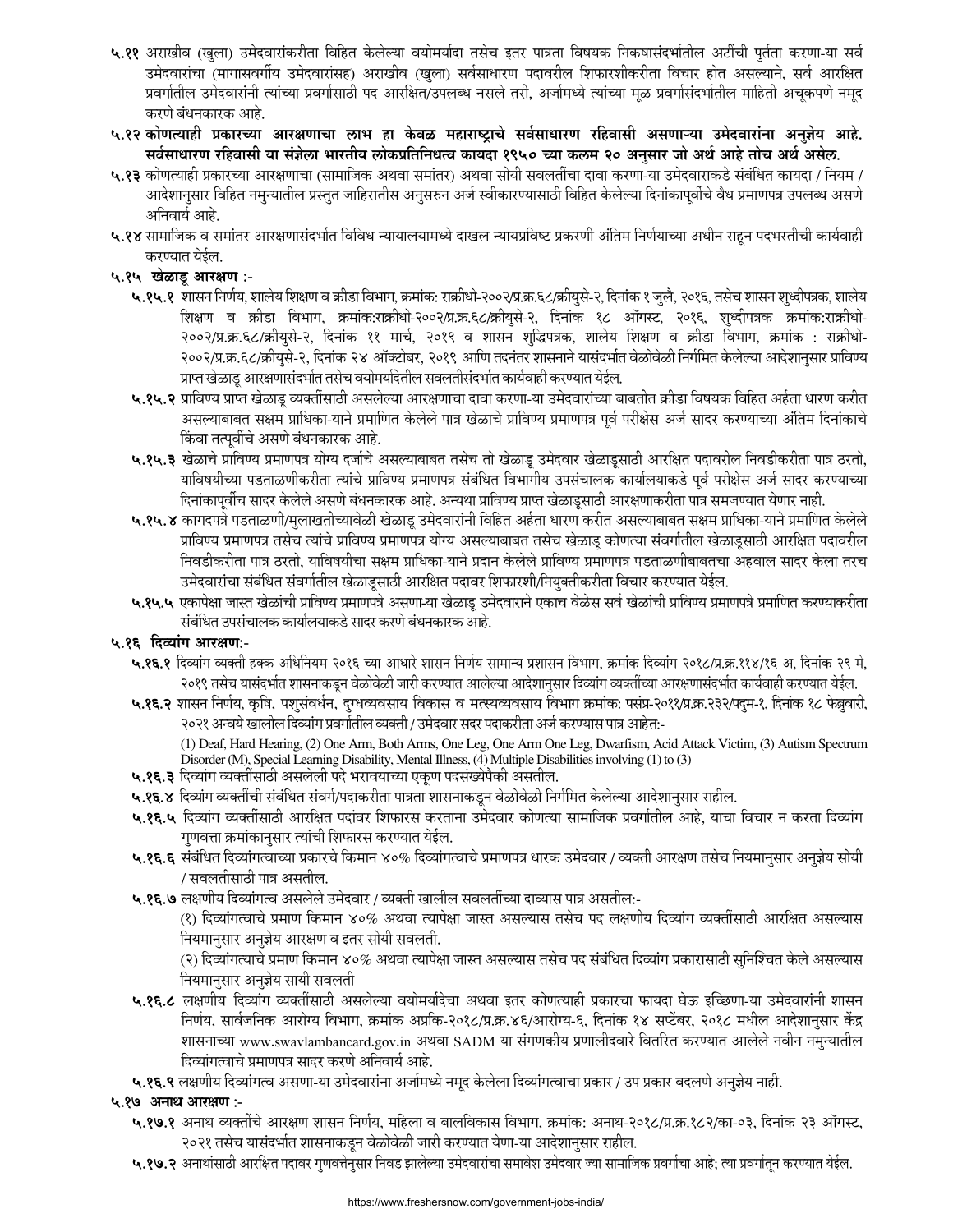**५.११** अराखीव (खुला) उमेदवारांकरीता विहित केलेल्या वयोमर्यादा तसेच इतर पात्रता विषयक निकषासंदर्भातील अटींची पुर्तता करणा-या सर्व उमेदवारांचा (मागासवर्गीय उमेदवारांसह) अराखीव (खुला) सर्वसाधारण पदावरील शिफारशीकरीता विचार होत असल्याने, सर्व आरक्षित प्रवर्गातील उमेदवारांनी त्यांच्या प्रवर्गासाठी पद आरक्षित/उपलब्ध नसले तरी, अर्जामध्ये त्यांच्या मूळ प्रवर्गासंदर्भातील माहिती अचूकपणे नमूद करणे बंधनकारक आहे.

**५.१२ कोणत्याही प्रकारच्या आरक्षणाचा लाभ हा केवळ महाराष्ट्राचे सर्वसाधारण रहिवासी असणाऱ्या उमेदवारांना अनुज्ञेय आहे. सर्वसाधारण रहिवासी या संज्ञेला भारतीय लोकप्रतिनिधत्व कायदा १९५० च्या कलम २० अनुसार जो अर्थ आहे तोच अर्थ असेल.**

**५.१३** कोणत्याही प्रकारच्या आरक्षणाचा (सामाजिक अथवा समांतर) अथवा सोयी सवलतींचा दावा करणा-या उमेदवाराकडे संबंधित कायदा / नियम / आदेशानुसार विहित नमुन्यातील प्रस्तुत जाहिरातीस अनुसरुन अर्ज स्वीकारण्यासाठी विहित केलेल्या दिनांकापूर्वीचे वैध प्रमाणपत्र उपलब्ध असणे अनिवार्य आहे.

**५.१४** सामाजिक व समांतर आरक्षणासंदर्भात विविध न्यायालयामध्ये दाखल न्यायप्रविष्ट प्रकरणी अंतिम निर्णयाच्या अधीन राहून पदभरतीची कार्यवाही करण्यात येईल.

**५.१५ खेळाडू आरक्षण :-**

- **५.१५.१** शासन निर्णय, शालेय शिक्षण व क्रीडा विभाग, क्रमांक: राक्रीधो-२००२/प्र.क्र.६८/क्रीयुसे-२, दिनांक १ जुलै, २०१६, तसेच शासन शुध्दीपत्रक, शालेय शिक्षण व क्रीडा विभाग, क्रमांक:राक्रीधो-२००२/प्र.क्र.६८/क्रीयुसे-२, दिनांक १८ ऑगस्ट, २०१६, शुध्दीपत्रक क्रमांक:राक्रीधो-२००२/प्र.क्र.६८/क्रीयुसे-२, दिनांक ११ मार्च, २०१९ व शासन शुद्धिपत्रक, शालेय शिक्षण व क्रीडा विभाग, क्रमांक : राक्रीधो-२००२/प्र.क्र.६८/क्रीयुसे-२, दिनांक २४ ऑक्टोबर, २०१९ आणि तदनंतर शासनाने यासंदर्भात वेळोवेळी निर्गमित केलेल्या आदेशानुसार प्राविण्य प्राप्त खेळाडू आरक्षणासंदर्भात तसेच वयोमर्यादेतील सवलतीसंदर्भात कार्यवाही करण्यात येईल.
- **५.१५.२** प्राविण्य प्राप्त खेळाडू व्यक्तींसाठी असलेल्या आरक्षणाचा दावा करणा-या उमेदवारांच्या बाबतीत क्रीडा विषयक विहित अर्हता धारण करीत असल्याबाबत सक्षम प्राधिका-याने प्रमाणित केलेले पात्र खेळाचे प्राविण्य प्रमाणपत्र पूर्व परीक्षेस अर्ज सादर करण्याच्या अंतिम दिनांकाचे किंवा तत्पूर्वीचे असणे बंधनकारक आहे.
- **५.१५.३** खेळाचे प्राविण्य प्रमाणपत्र योग्य दर्जाचे असल्याबाबत तसेच तो खेळाडू उमेदवार खेळाडूसाठी आरक्षित पदावरील निवडीकरीता पात्र ठरतो, याविषयीच्या पडताळणीकरीता त्यांचे प्राविण्य प्रमाणपत्र संबंधित विभागीय उपसंचालक कार्यालयाकडे पूर्व परीक्षेस अर्ज सादर करण्याच्या दिनांकापूर्वीच सादर केलेले असणे बंधनकारक आहे. अन्यथा प्राविण्य प्राप्त खेळाडूसाठी आरक्षणाकरीता पात्र समजण्यात येणार नाही.
- **५.१५.४** कागदपत्रे पडताळणी/मुलाखतीच्यावेळी खेळाडू उमेदवारांनी विहित अर्हता धारण करीत असल्याबाबत सक्षम प्राधिका-याने प्रमाणित केलेले प्राविण्य प्रमाणपत्र तसेच त्यांचे प्राविण्य प्रमाणपत्र योग्य असल्याबाबत तसेच खेळाडू कोणत्या संवर्गातील खेळाडूसाठी आरक्षित पदावरील निवडीकरीता पात्र ठरतो, याविषयीचा सक्षम प्राधिका-याने प्रदान केलेले प्राविण्य प्रमाणपत्र पडताळणीबाबतचा अहवाल सादर केला तरच उमेदवारांचा संबंधित संवर्गातील खेळाडूसाठी आरक्षित पदावर शिफारशी/नियुक्तीकरीता विचार करण्यात येईल.
- **५.१५.५** एकापेक्षा जास्त खेळांची प्राविण्य प्रमाणपत्रे असणा-या खेळाडू उमेदवाराने एकाच वेळेस सर्व खेळांची प्राविण्य प्रमाणपत्रे प्रमाणित करण्याकरीता संबंधित उपसंचालक कार्यालयाकडे सादर करणे बंधनकारक आहे.

**५.१६ दिव्यांग आरक्षण:-**

- **५.१६.१** दिव्यांग व्यक्ती हक्क अधिनियम २०१६ च्या आधारे शासन निर्णय सामान्य प्रशासन विभाग, क्रमांक दिव्यांग २०१८/प्र.क्र.११४/१६ अ, दिनांक २९ मे, २०१९ तसेच यासंदर्भात शासनाकडून वेळोवेळी जारी करण्यात आलेल्या आदेशानुसार दिव्यांग व्यक्तींच्या आरक्षणासंदर्भात कार्यवाही करण्यात येईल.
- **५.१६.२** शासन निर्णय, कृषि, पशुसंवर्धन, दुग्धव्यवसाय विकास व मत्स्यव्यवसाय विभाग क्रमांक: पसंप्र-२०११/प्र.क्र.२३२/पदुम-१, दिनांक १८ फेब्रुवारी, २०२१ अन्वये खालील दिव्यांग प्रवर्गातील व्यक्ती / उमेदवार सदर पदाकरीता अर्ज करण्यास पात्र आहेत:-

  (1) Deaf, Hard Hearing, (2) One Arm, Both Arms, One Leg, One Arm One Leg, Dwarfism, Acid Attack Victim, (3) Autism Spectrum Disorder (M), Special Learning Disability, Mental Illness, (4) Multiple Disabilities involving (1) to (3)
- **५.१६.३** दिव्यांग व्यक्तींसाठी असलेली पदे भरावयाच्या एकूण पदसंख्येपैकी असतील.
- **५.१६.४** दिव्यांग व्यक्तींची संबंधित संवर्ग/पदाकरीता पात्रता शासनाकडून वेळोवेळी निर्गमित केलेल्या आदेशानुसार राहील.
- **५.१६.५** दिव्यांग व्यक्तींसाठी आरक्षित पदांवर शिफारस करताना उमेदवार कोणत्या सामाजिक प्रवर्गातील आहे, याचा विचार न करता दिव्यांग गुणवत्ता क्रमांकानुसार त्यांची शिफारस करण्यात येईल.
- **५.१६.६** संबंधीत दिव्यांगत्वाच्या प्रकारचे किमान ४०% दिव्यांगत्वाचे प्रमाणपत्र धारक उमेदवार / व्यक्ती आरक्षण तसेच नियमानुसार अनुज्ञेय सोयी / सवलतीसाठी पात्र असतील.
- **५.१६.७** लक्षणीय दिव्यांगत्व असलेले उमेदवार / व्यक्ती खालील सवलतींच्या दाव्यास पात्र असतील:-

  (१) दिव्यांगत्वाचे प्रमाण किमान ४०% अथवा त्यापेक्षा जास्त असल्यास तसेच पद लक्षणीय दिव्यांग व्यक्तींसाठी आरक्षित असल्यास नियमानुसार अनुज्ञेय आरक्षण व इतर सोयी सवलती.

  (२) दिव्यांगत्याचे प्रमाण किमान ४०% अथवा त्यापेक्षा जास्त असल्यास तसेच पद संबंधित दिव्यांग प्रकारासाठी सुनिश्चित केले असल्यास नियमानुसार अनुज्ञेय सायी सवलती
- **५.१६.८** लक्षणीय दिव्यांग व्यक्तींसाठी असलेल्या वयोमर्यादेचा अथवा इतर कोणत्याही प्रकारचा फायदा घेऊ इच्छिणा-या उमेदवारांनी शासन निर्णय, सार्वजनिक आरोग्य विभाग, क्रमांक अप्रकि-२०१८/प्र.क्र.४६/आरोग्य-६, दिनांक १४ सप्टेंबर, २०१८ मधील आदेशानुसार केंद्र शासनाच्या www.swavlambancard.gov.in अथवा SADM या संगणकीय प्रणालीदवारे वितरित करण्यात आलेले नवीन नमुन्यातील दिव्यांगत्वाचे प्रमाणपत्र सादर करणे अनिवार्य आहे.
- **५.१६.९** लक्षणीय दिव्यांगत्व असणा-या उमेदवारांना अर्जामध्ये नमूद केलेला दिव्यांगत्वाचा प्रकार / उप प्रकार बदलणे अनुज्ञेय नाही.

**५.१७ अनाथ आरक्षण :-**

- **५.१७.१** अनाथ व्यक्तींचे आरक्षण शासन निर्णय, महिला व बालविकास विभाग, क्रमांक: अनाथ-२०१८/प्र.क्र.१८२/का-०३, दिनांक २३ ऑगस्ट, २०२१ तसेच यासंदर्भात शासनाकडून वेळोवेळी जारी करण्यात येणा-या आदेशानुसार राहील.
- **५.१७.२** अनाथांसाठी आरक्षित पदावर गुणवत्तेनुसार निवड झालेल्या उमेदवारांचा समावेश उमेदवार ज्या सामाजिक प्रवर्गाचा आहे; त्या प्रवर्गातून करण्यात येईल.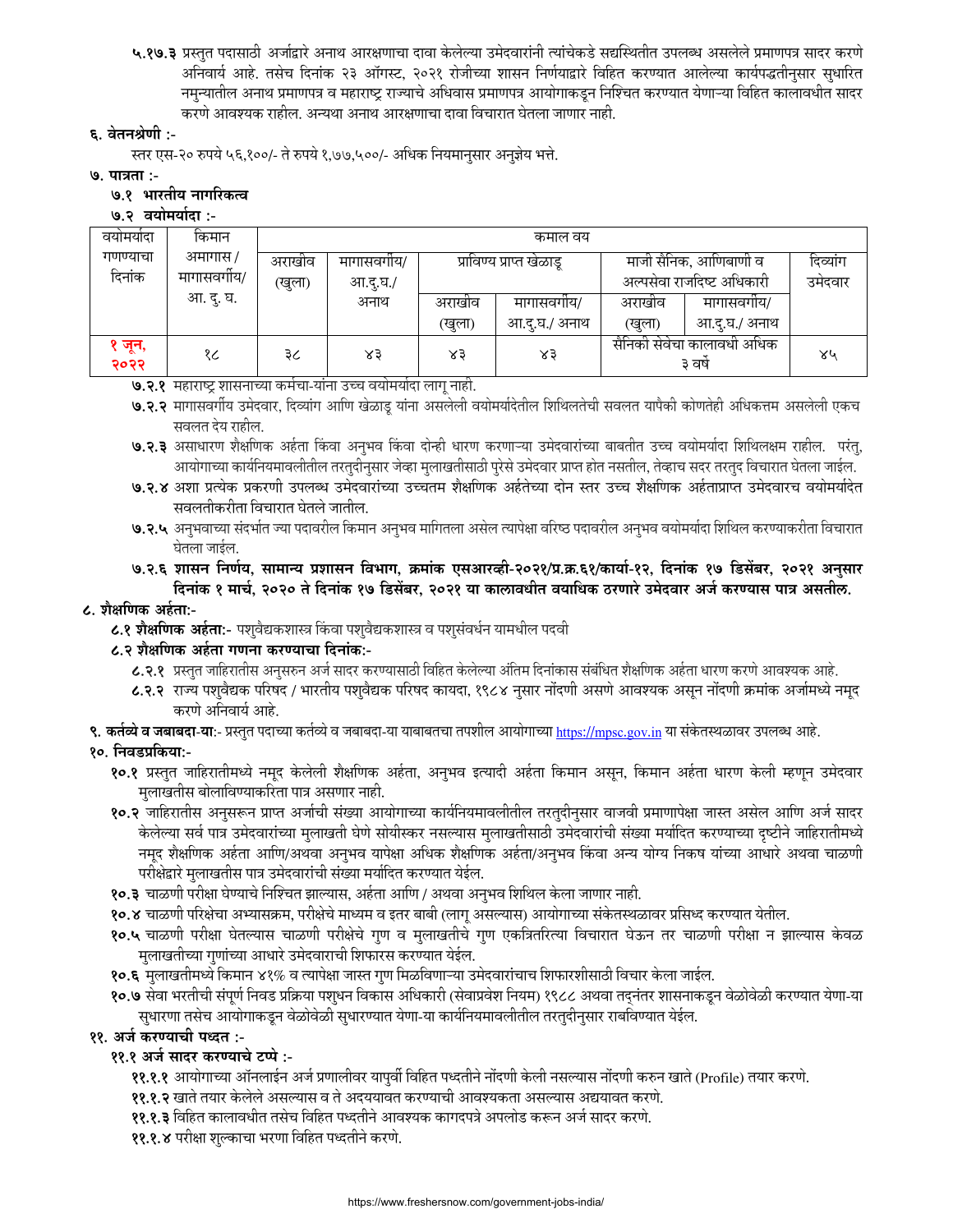**५.१७.३** प्रस्तुत पदासाठी अर्जाद्वारे अनाथ आरक्षणाचा दावा केलेल्या उमेदवारांनी त्यांचेकडे सद्यस्थितीत उपलब्ध असलेले प्रमाणपत्र सादर करणे अनिवार्य आहे. तसेच दिनांक २३ ऑगस्ट, २०२१ रोजीच्या शासन निर्णयाद्वारे विहित करण्यात आलेल्या कार्यपद्धतीनुसार सुधारित नमुन्यातील अनाथ प्रमाणपत्र व महाराष्ट्र राज्याचे अधिवास प्रमाणपत्र आयोगाकडून निश्चित करण्यात येणाऱ्या विहित कालावधीत सादर करणे आवश्यक राहील. अन्यथा अनाथ आरक्षणाचा दावा विचारात घेतला जाणार नाही.

## ६. वेतनश्रेणी :-

स्तर एस-२० रुपये ५६,१००/- ते रुपये १,७७,५००/- अधिक नियमानुसार अनुज्ञेय भत्ते.

## ७. पात्रता :-

### ७.१ भारतीय नागरिकत्व

### ७.२ वयोमर्यादा :-

| वयोमर्यादा गणण्याचा दिनांक | किमान अमागास / मागासवर्गीय/ आ. दु. घ. | कमाल वय | | | | | | |
|---|---|---|---|---|---|---|---|---|
| | | अराखीव (खुला) | मागासवर्गीय/ आ.दु.घ./ अनाथ | प्राविण्य प्राप्त खेळाडू | | माजी सैनिक, आणिबाणी व अल्पसेवा राजदिष्ट अधिकारी | | दिव्यांग उमेदवार |
| | | | | अराखीव (खुला) | मागासवर्गीय/ आ.दु.घ./ अनाथ | अराखीव (खुला) | मागासवर्गीय/ आ.दु.घ./ अनाथ | |
| १ जून, २०२२ | १८ | ३८ | ४३ | ४३ | ४३ | सैनिकी सेवेचा कालावधी अधिक ३ वर्षे | | ४५ |

**७.२.१** महाराष्ट्र शासनाच्या कर्मचा-यांना उच्च वयोमर्यादा लागू नाही.

**७.२.२** मागासवर्गीय उमेदवार, दिव्यांग आणि खेळाडू यांना असलेली वयोमर्यादेतील शिथिलतेची सवलत यापैकी कोणतेही अधिकत्तम असलेली एकच सवलत देय राहील.

**७.२.३** असाधारण शैक्षणिक अर्हता किंवा अनुभव किंवा दोन्ही धारण करणाऱ्या उमेदवारांच्या बाबतीत उच्च वयोमर्यादा शिथिलक्षम राहील. परंतु, आयोगाच्या कार्यनियमावलीतील तरतुदीनुसार जेव्हा मुलाखतीसाठी पुरेसे उमेदवार प्राप्त होत नसतील, तेव्हाच सदर तरतुद विचारात घेतला जाईल.

**७.२.४** अशा प्रत्येक प्रकरणी उपलब्ध उमेदवारांच्या उच्चतम शैक्षणिक अर्हतेच्या दोन स्तर उच्च शैक्षणिक अर्हताप्राप्त उमेदवारच वयोमर्यादेत सवलतीकरीता विचारात घेतले जातील.

**७.२.५** अनुभवाच्या संदर्भात ज्या पदावरील किमान अनुभव मागितला असेल त्यापेक्षा वरिष्ठ पदावरील अनुभव वयोमर्यादा शिथिल करण्याकरीता विचारात घेतला जाईल.

**७.२.६ शासन निर्णय, सामान्य प्रशासन विभाग, क्रमांक एसआरव्ही-२०२१/प्र.क्र.६१/कार्या-१२, दिनांक १७ डिसेंबर, २०२१ अनुसार दिनांक १ मार्च, २०२० ते दिनांक १७ डिसेंबर, २०२१ या कालावधीत वयाधिक ठरणारे उमेदवार अर्ज करण्यास पात्र असतील.**

## ८. शैक्षणिक अर्हता:-

**८.१ शैक्षणिक अर्हता:-** पशुवैद्यकशास्त्र किंवा पशुवैद्यकशास्त्र व पशुसंवर्धन यामधील पदवी

**८.२ शैक्षणिक अर्हता गणना करण्याचा दिनांक:-**

**८.२.१** प्रस्तुत जाहिरातीस अनुसरुन अर्ज सादर करण्यासाठी विहित केलेल्या अंतिम दिनांकास संबंधित शैक्षणिक अर्हता धारण करणे आवश्यक आहे.

**८.२.२** राज्य पशुवैद्यक परिषद / भारतीय पशुवैद्यक परिषद कायदा, १९८४ नुसार नोंदणी असणे आवश्यक असून नोंदणी क्रमांक अर्जामध्ये नमूद करणे अनिवार्य आहे.

**९. कर्तव्ये व जबाबदा-या:-** प्रस्तुत पदाच्या कर्तव्ये व जबाबदा-या याबाबतचा तपशील आयोगाच्या https://mpsc.gov.in या संकेतस्थळावर उपलब्ध आहे.

## १०. निवडप्रकिया:-

**१०.१** प्रस्तुत जाहिरातीमध्ये नमूद केलेली शैक्षणिक अर्हता, अनुभव इत्यादी अर्हता किमान असून, किमान अर्हता धारण केली म्हणून उमेदवार मुलाखतीस बोलाविण्याकरिता पात्र असणार नाही.

**१०.२** जाहिरातीस अनुसरून प्राप्त अर्जाची संख्या आयोगाच्या कार्यनियमावलीतील तरतुदीनुसार वाजवी प्रमाणापेक्षा जास्त असेल आणि अर्ज सादर केलेल्या सर्व पात्र उमेदवारांच्या मुलाखती घेणे सोयीस्कर नसल्यास मुलाखतीसाठी उमेदवारांची संख्या मर्यादित करण्याच्या दृष्टीने जाहिरातीमध्ये नमूद शैक्षणिक अर्हता आणि/अथवा अनुभव यापेक्षा अधिक शैक्षणिक अर्हता/अनुभव किंवा अन्य योग्य निकष यांच्या आधारे अथवा चाळणी परीक्षेद्वारे मुलाखतीस पात्र उमेदवारांची संख्या मर्यादित करण्यात येईल.

**१०.३** चाळणी परीक्षा घेण्याचे निश्चित झाल्यास, अर्हता आणि / अथवा अनुभव शिथिल केला जाणार नाही.

**१०.४** चाळणी परिक्षेचा अभ्यासक्रम, परीक्षेचे माध्यम व इतर बाबी (लागू असल्यास) आयोगाच्या संकेतस्थळावर प्रसिध्द करण्यात येतील.

**१०.५** चाळणी परीक्षा घेतल्यास चाळणी परीक्षेचे गुण व मुलाखतीचे गुण एकत्रितरित्या विचारात घेऊन तर चाळणी परीक्षा न झाल्यास केवळ मुलाखतीच्या गुणांच्या आधारे उमेदवाराची शिफारस करण्यात येईल.

**१०.६** मुलाखतीमध्ये किमान ४१% व त्यापेक्षा जास्त गुण मिळविणाऱ्या उमेदवारांचाच शिफारशीसाठी विचार केला जाईल.

**१०.७** सेवा भरतीची संपूर्ण निवड प्रक्रिया पशुधन विकास अधिकारी (सेवाप्रवेश नियम) १९८८ अथवा तद्नंतर शासनाकडून वेळोवेळी करण्यात येणा-या सुधारणा तसेच आयोगाकडून वेळोवेळी सुधारण्यात येणा-या कार्यनियमावलीतील तरतुदीनुसार राबविण्यात येईल.

## ११. अर्ज करण्याची पध्दत :-

### ११.१ अर्ज सादर करण्याचे टप्पे :-

**११.१.१** आयोगाच्या ऑनलाईन अर्ज प्रणालीवर यापुर्वी विहित पध्दतीने नोंदणी केली नसल्यास नोंदणी करुन खाते (Profile) तयार करणे.

**११.१.२** खाते तयार केलेले असल्यास व ते अदययावत करण्याची आवश्यकता असल्यास अद्ययावत करणे.

**११.१.३** विहित कालावधीत तसेच विहित पध्दतीने आवश्यक कागदपत्रे अपलोड करून अर्ज सादर करणे.

**११.१.४** परीक्षा शुल्काचा भरणा विहित पध्दतीने करणे.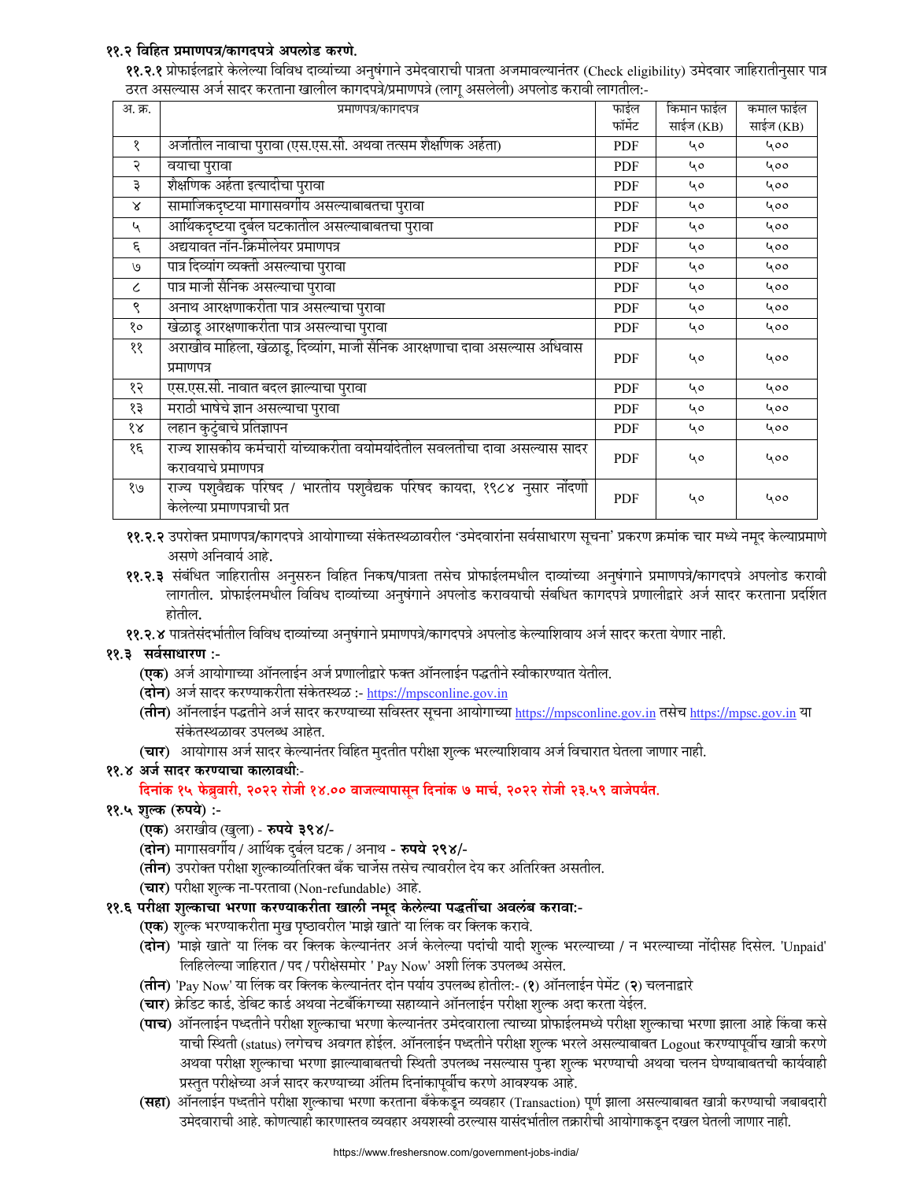## ११.२ विहित प्रमाणपत्र/कागदपत्रे अपलोड करणे.

**११.२.१** प्रोफाईलद्वारे केलेल्या विविध दाव्यांच्या अनुषंगाने उमेदवाराची पात्रता अजमावल्यानंतर (Check eligibility) उमेदवार जाहिरातीनुसार पात्र ठरत असल्यास अर्ज सादर करताना खालील कागदपत्रे/प्रमाणपत्रे (लागू असलेली) अपलोड करावी लागतील:-

| अ. क्र. | प्रमाणपत्र/कागदपत्र | फाईल फॉर्मेट | किमान फाईल साईज (KB) | कमाल फाईल साईज (KB) |
|---|---|---|---|---|
| १ | अर्जातील नावाचा पुरावा (एस.एस.सी. अथवा तत्सम शैक्षणिक अर्हता) | PDF | ५० | ५०० |
| २ | वयाचा पुरावा | PDF | ५० | ५०० |
| ३ | शैक्षणिक अर्हता इत्यादीचा पुरावा | PDF | ५० | ५०० |
| ४ | सामाजिकदृष्टया मागासवर्गीय असल्याबाबतचा पुरावा | PDF | ५० | ५०० |
| ५ | आर्थिकदृष्टया दुर्बल घटकातील असल्याबाबतचा पुरावा | PDF | ५० | ५०० |
| ६ | अद्ययावत नॉन-क्रिमीलेयर प्रमाणपत्र | PDF | ५० | ५०० |
| ७ | पात्र दिव्यांग व्यक्ती असल्याचा पुरावा | PDF | ५० | ५०० |
| ८ | पात्र माजी सैनिक असल्याचा पुरावा | PDF | ५० | ५०० |
| ९ | अनाथ आरक्षणाकरीता पात्र असल्याचा पुरावा | PDF | ५० | ५०० |
| १० | खेळाडू आरक्षणाकरीता पात्र असल्याचा पुरावा | PDF | ५० | ५०० |
| ११ | अराखीव महिला, खेळाडू, दिव्यांग, माजी सैनिक आरक्षणाचा दावा असल्यास अधिवास प्रमाणपत्र | PDF | ५० | ५०० |
| १२ | एस.एस.सी. नावात बदल झाल्याचा पुरावा | PDF | ५० | ५०० |
| १३ | मराठी भाषेचे ज्ञान असल्याचा पुरावा | PDF | ५० | ५०० |
| १४ | लहान कुटुंबाचे प्रतिज्ञापन | PDF | ५० | ५०० |
| १६ | राज्य शासकीय कर्मचारी यांच्याकरीता वयोमर्यादेतील सवलतीचा दावा असल्यास सादर करावयाचे प्रमाणपत्र | PDF | ५० | ५०० |
| १७ | राज्य पशुवैद्यक परिषद / भारतीय पशुवैद्यक परिषद कायदा, १९८४ नुसार नोंदणी केलेल्या प्रमाणपत्राची प्रत | PDF | ५० | ५०० |

**११.२.२** उपरोक्त प्रमाणपत्र/कागदपत्रे आयोगाच्या संकेतस्थळावरील 'उमेदवारांना सर्वसाधारण सूचना' प्रकरण क्रमांक चार मध्ये नमूद केल्याप्रमाणे असणे अनिवार्य आहे.

**११.२.३** संबंधित जाहिरातीस अनुसरुन विहित निकष/पात्रता तसेच प्रोफाईलमधील दाव्यांच्या अनुषंगाने प्रमाणपत्रे/कागदपत्रे अपलोड करावी लागतील. प्रोफाईलमधील विविध दाव्यांच्या अनुषंगाने अपलोड करावयाची संबधित कागदपत्रे प्रणालीद्वारे अर्ज सादर करताना प्रदर्शित होतील.

**११.२.४** पात्रतेसंदर्भातील विविध दाव्यांच्या अनुषंगाने प्रमाणपत्रे/कागदपत्रे अपलोड केल्याशिवाय अर्ज सादर करता येणार नाही.

## ११.३ सर्वसाधारण :-

**(एक)** अर्ज आयोगाच्या ऑनलाईन अर्ज प्रणालीद्वारे फक्त ऑनलाईन पद्धतीने स्वीकारण्यात येतील.

**(दोन)** अर्ज सादर करण्याकरीता संकेतस्थळ :- https://mpsconline.gov.in

**(तीन)** ऑनलाईन पद्धतीने अर्ज सादर करण्याच्या सविस्तर सूचना आयोगाच्या https://mpsconline.gov.in तसेच https://mpsc.gov.in या संकेतस्थळावर उपलब्ध आहेत.

**(चार)** आयोगास अर्ज सादर केल्यानंतर विहित मुदतीत परीक्षा शुल्क भरल्याशिवाय अर्ज विचारात घेतला जाणार नाही.

## ११.४ अर्ज सादर करण्याचा कालावधी:-

**दिनांक १५ फेब्रुवारी, २०२२ रोजी १४.०० वाजल्यापासून दिनांक ७ मार्च, २०२२ रोजी २३.५९ वाजेपर्यंत.**

## ११.५ शुल्क (रुपये) :-

**(एक)** अराखीव (खुला) - **रुपये ३९४/-**

**(दोन)** मागासवर्गीय / आर्थिक दुर्बल घटक / अनाथ - **रुपये २९४/-**

**(तीन)** उपरोक्त परीक्षा शुल्काव्यतिरिक्त बँक चार्जेस तसेच त्यावरील देय कर अतिरिक्त असतील.

**(चार)** परीक्षा शुल्क ना-परतावा (Non-refundable) आहे.

## ११.६ परीक्षा शुल्काचा भरणा करण्याकरीता खाली नमूद केलेल्या पद्धतींचा अवलंब करावा:-

**(एक)** शुल्क भरण्याकरीता मुख पृष्ठावरील 'माझे खाते' या लिंक वर क्लिक करावे.

**(दोन)** 'माझे खाते' या लिंक वर क्लिक केल्यानंतर अर्ज केलेल्या पदांची यादी शुल्क भरल्याच्या / न भरल्याच्या नोंदीसह दिसेल. 'Unpaid' लिहिलेल्या जाहिरात / पद / परीक्षेसमोर ' Pay Now' अशी लिंक उपलब्ध असेल.

**(तीन)** 'Pay Now' या लिंक वर क्लिक केल्यानंतर दोन पर्याय उपलब्ध होतील:- (**१**) ऑनलाईन पेमेंट (**२**) चलनाद्वारे

**(चार)** क्रेडिट कार्ड, डेबिट कार्ड अथवा नेटबँकिंगच्या सहाय्याने ऑनलाईन परीक्षा शुल्क अदा करता येईल.

**(पाच)** ऑनलाईन पध्दतीने परीक्षा शुल्काचा भरणा केल्यानंतर उमेदवाराला त्याच्या प्रोफाईलमध्ये परीक्षा शुल्काचा भरणा झाला आहे किंवा कसे याची स्थिती (status) लगेचच अवगत होईल. ऑनलाईन पध्दतीने परीक्षा शुल्क भरले असल्याबाबत Logout करण्यापूर्वीच खात्री करणे अथवा परीक्षा शुल्काचा भरणा झाल्याबाबतची स्थिती उपलब्ध नसल्यास पुन्हा शुल्क भरण्याची अथवा चलन घेण्याबाबतची कार्यवाही प्रस्तुत परीक्षेच्या अर्ज सादर करण्याच्या अंतिम दिनांकापूर्वीच करणे आवश्यक आहे.

**(सहा)** ऑनलाईन पध्दतीने परीक्षा शुल्काचा भरणा करताना बँकेकडून व्यवहार (Transaction) पूर्ण झाला असल्याबाबत खात्री करण्याची जबाबदारी उमेदवाराची आहे. कोणत्याही कारणास्तव व्यवहार अयशस्वी ठरल्यास यासंदर्भातील तक्रारीची आयोगाकडून दखल घेतली जाणार नाही.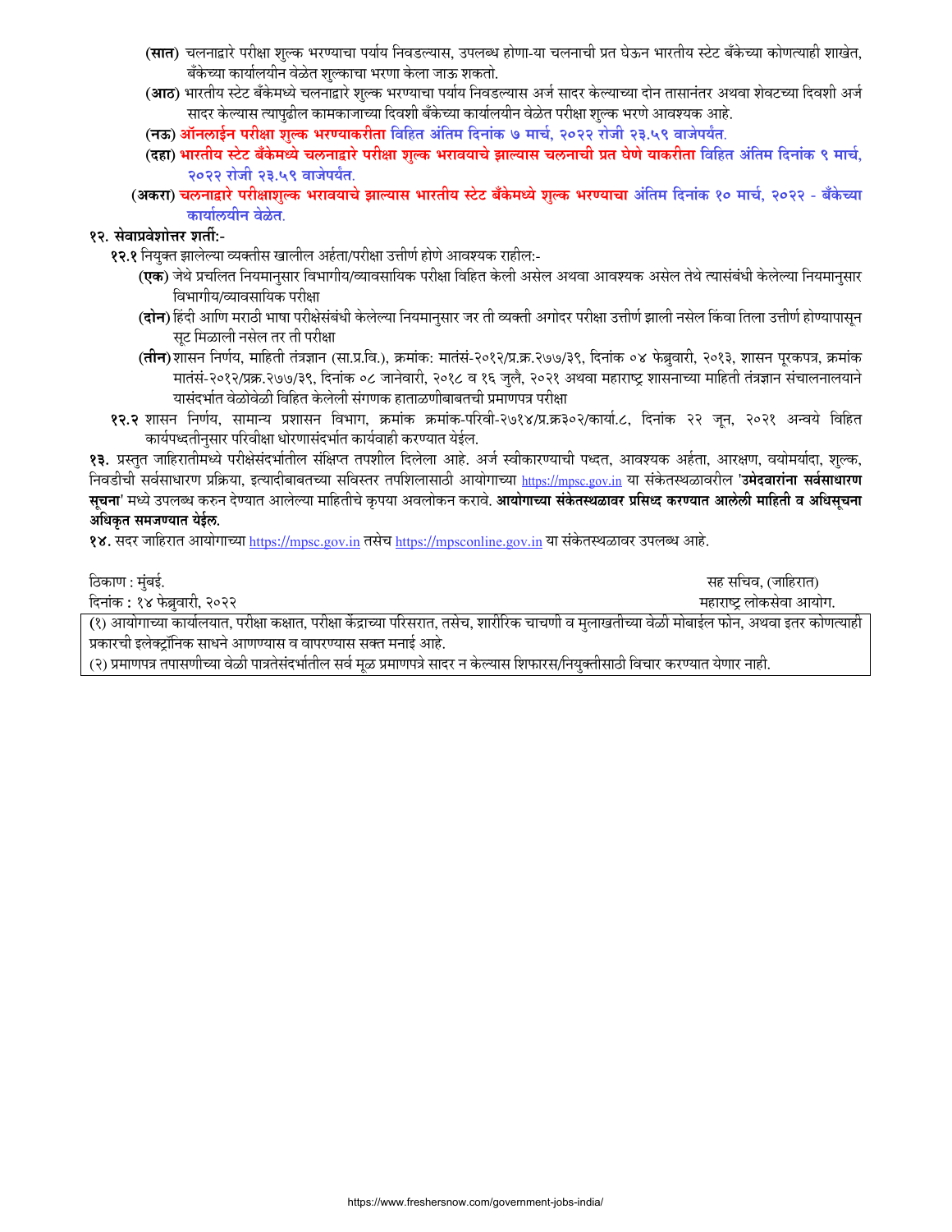(सात) चलनाद्वारे परीक्षा शुल्क भरण्याचा पर्याय निवडल्यास, उपलब्ध होणा-या चलनाची प्रत घेऊन भारतीय स्टेट बँकेच्या कोणत्याही शाखेत, बँकेच्या कार्यालयीन वेळेत शुल्काचा भरणा केला जाऊ शकतो.

(आठ) भारतीय स्टेट बँकेमध्ये चलनाद्वारे शुल्क भरण्याचा पर्याय निवडल्यास अर्ज सादर केल्याच्या दोन तासानंतर अथवा शेवटच्या दिवशी अर्ज सादर केल्यास त्यापुढील कामकाजाच्या दिवशी बँकेच्या कार्यालयीन वेळेत परीक्षा शुल्क भरणे आवश्यक आहे.

**(नऊ) ऑनलाईन परीक्षा शुल्क भरण्याकरीता विहित अंतिम दिनांक ७ मार्च, २०२२ रोजी २३.५९ वाजेपर्यंत.**

**(दहा) भारतीय स्टेट बँकेमध्ये चलनाद्वारे परीक्षा शुल्क भरावयाचे झाल्यास चलनाची प्रत घेणे याकरीता विहित अंतिम दिनांक ९ मार्च, २०२२ रोजी २३.५९ वाजेपर्यंत.**

**(अकरा) चलनाद्वारे परीक्षाशुल्क भरावयाचे झाल्यास भारतीय स्टेट बँकेमध्ये शुल्क भरण्याचा अंतिम दिनांक १० मार्च, २०२२ - बँकेच्या कार्यालयीन वेळेत.**

**१२. सेवाप्रवेशोत्तर शर्ती:-**

**१२.१** नियुक्त झालेल्या व्यक्तीस खालील अर्हता/परीक्षा उत्तीर्ण होणे आवश्यक राहील:-

(एक) जेथे प्रचलित नियमानुसार विभागीय/व्यावसायिक परीक्षा विहित केली असेल अथवा आवश्यक असेल तेथे त्यासंबंधी केलेल्या नियमानुसार विभागीय/व्यावसायिक परीक्षा

(दोन) हिंदी आणि मराठी भाषा परीक्षेसंबंधी केलेल्या नियमानुसार जर ती व्यक्ती अगोदर परीक्षा उत्तीर्ण झाली नसेल किंवा तिला उत्तीर्ण होण्यापासून सूट मिळाली नसेल तर ती परीक्षा

(तीन) शासन निर्णय, माहिती तंत्रज्ञान (सा.प्र.वि.), क्रमांक: मातंसं-२०१२/प्र.क्र.२७७/३९, दिनांक ०४ फेब्रुवारी, २०१३, शासन पूरकपत्र, क्रमांक मातंसं-२०१२/प्रक्र.२७७/३९, दिनांक ०८ जानेवारी, २०१८ व १६ जुलै, २०२१ अथवा महाराष्ट्र शासनाच्या माहिती तंत्रज्ञान संचालनालयाने यासंदर्भात वेळोवेळी विहित केलेली संगणक हाताळणीबाबतची प्रमाणपत्र परीक्षा

**१२.२** शासन निर्णय, सामान्य प्रशासन विभाग, क्रमांक क्रमांक-परिवी-२७१४/प्र.क्र३०२/कार्या.८, दिनांक २२ जून, २०२१ अन्वये विहित कार्यपध्दतीनुसार परिवीक्षा धोरणासंदर्भात कार्यवाही करण्यात येईल.

**१३.** प्रस्तुत जाहिरातीमध्ये परीक्षेसंदर्भातील संक्षिप्त तपशील दिलेला आहे. अर्ज स्वीकारण्याची पध्दत, आवश्यक अर्हता, आरक्षण, वयोमर्यादा, शुल्क, निवडीची सर्वसाधारण प्रक्रिया, इत्यादीबाबतच्या सविस्तर तपशिलासाठी आयोगाच्या https://mpsc.gov.in या संकेतस्थळावरील '**उमेदवारांना सर्वसाधारण सूचना**' मध्ये उपलब्ध करुन देण्यात आलेल्या माहितीचे कृपया अवलोकन करावे. **आयोगाच्या संकेतस्थळावर प्रसिध्द करण्यात आलेली माहिती व अधिसूचना अधिकृत समजण्यात येईल.**

**१४.** सदर जाहिरात आयोगाच्या https://mpsc.gov.in तसेच https://mpsconline.gov.in या संकेतस्थळावर उपलब्ध आहे.

ठिकाण : मुंबई.
दिनांक : १४ फेब्रुवारी, २०२२

सह सचिव, (जाहिरात)
महाराष्ट्र लोकसेवा आयोग.

(१) आयोगाच्या कार्यालयात, परीक्षा कक्षात, परीक्षा केंद्राच्या परिसरात, तसेच, शारीरिक चाचणी व मुलाखतीच्या वेळी मोबाईल फोन, अथवा इतर कोणत्याही प्रकारची इलेक्ट्रॉनिक साधने आणण्यास व वापरण्यास सक्त मनाई आहे.
(२) प्रमाणपत्र तपासणीच्या वेळी पात्रतेसंदर्भातील सर्व मूळ प्रमाणपत्रे सादर न केल्यास शिफारस/नियुक्तीसाठी विचार करण्यात येणार नाही.